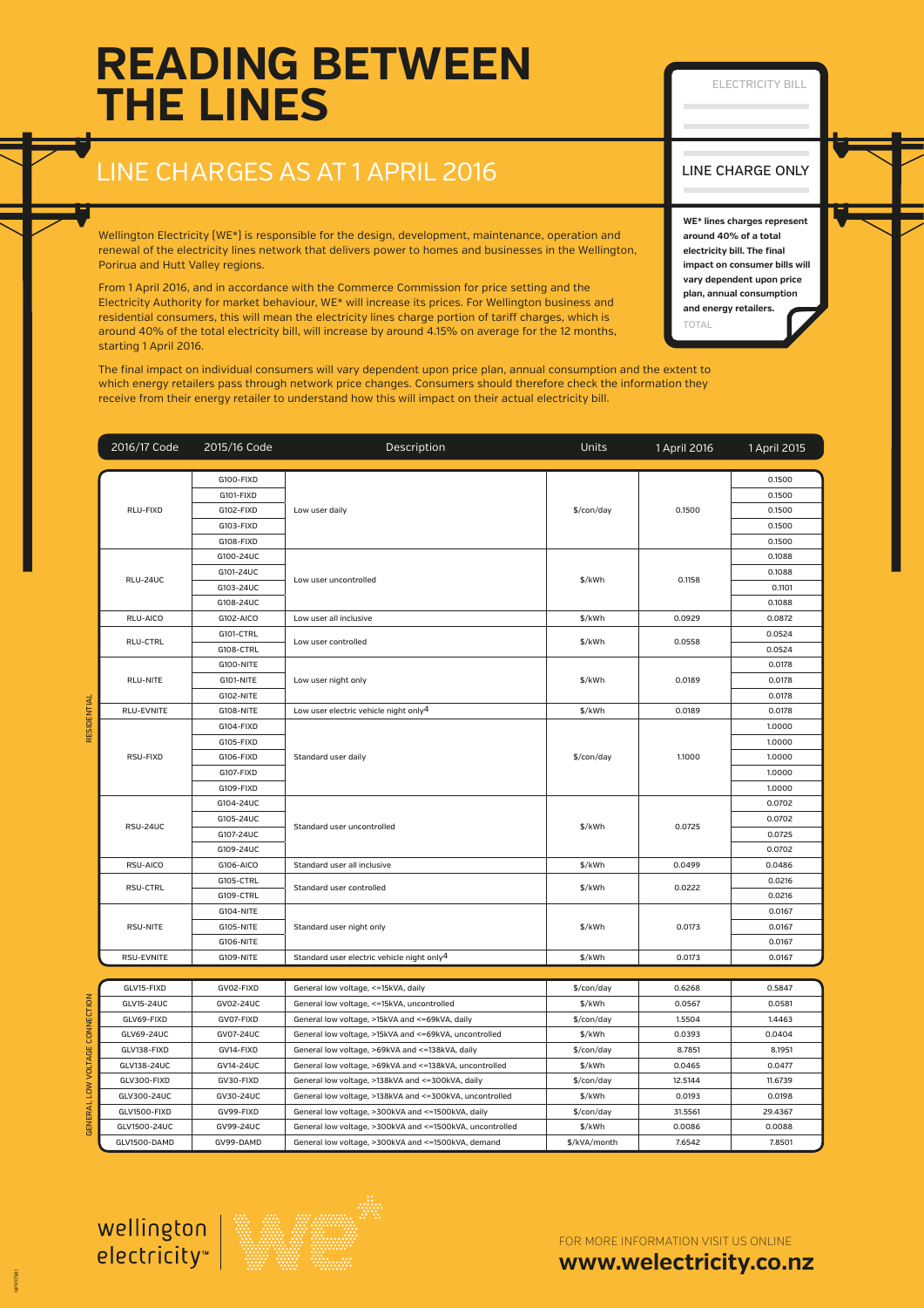// READING BETWEEN THE LINES

# READING BETWEEN THE LINES

## LINE CHARGES AS AT 1 APRIL 2016

Wellington Electricity (WE*) is responsible for the design, development, maintenance, operation and renewal of the electricity lines network that delivers power to homes and businesses in the Wellington, Porirua and Hutt Valley regions.

From 1 April 2016, and in accordance with the Commerce Commission for price setting and the Electricity Authority for market behaviour, WE* will increase its prices. For Wellington business and residential consumers, this will mean the electricity lines charge portion of tariff charges, which is around 40% of the total electricity bill, will increase by around 4.15% on average for the 12 months, starting 1 April 2016.

The final impact on individual consumers will vary dependent upon price plan, annual consumption and the extent to which energy retailers pass through network price changes. Consumers should therefore check the information they receive from their energy retailer to understand how this will impact on their actual electricity bill.

ELECTRICITY BILL

LINE CHARGE ONLY

**WE* lines charges represent around 40% of a total electricity bill. The final impact on consumer bills will vary dependent upon price plan, annual consumption and energy retailers.**

TOTAL

### RESIDENTIAL

| 2016/17 Code | 2015/16 Code | Description | Units | 1 April 2016 | 1 April 2015 |
|---|---|---|---|---|---|
| RLU-FIXD | G100-FIXD | Low user daily | $/con/day | 0.1500 | 0.1500 |
| | G101-FIXD | | | | 0.1500 |
| | G102-FIXD | | | | 0.1500 |
| | G103-FIXD | | | | 0.1500 |
| | G108-FIXD | | | | 0.1500 |
| RLU-24UC | G100-24UC | Low user uncontrolled | $/kWh | 0.1158 | 0.1088 |
| | G101-24UC | | | | 0.1088 |
| | G103-24UC | | | | 0.1101 |
| | G108-24UC | | | | 0.1088 |
| RLU-AICO | G102-AICO | Low user all inclusive | $/kWh | 0.0929 | 0.0872 |
| RLU-CTRL | G101-CTRL | Low user controlled | $/kWh | 0.0558 | 0.0524 |
| | G108-CTRL | | | | 0.0524 |
| RLU-NITE | G100-NITE | Low user night only | $/kWh | 0.0189 | 0.0178 |
| | G101-NITE | | | | 0.0178 |
| | G102-NITE | | | | 0.0178 |
| RLU-EVNITE | G108-NITE | Low user electric vehicle night only[4] | $/kWh | 0.0189 | 0.0178 |
| RSU-FIXD | G104-FIXD | Standard user daily | $/con/day | 1.1000 | 1.0000 |
| | G105-FIXD | | | | 1.0000 |
| | G106-FIXD | | | | 1.0000 |
| | G107-FIXD | | | | 1.0000 |
| | G109-FIXD | | | | 1.0000 |
| RSU-24UC | G104-24UC | Standard user uncontrolled | $/kWh | 0.0725 | 0.0702 |
| | G105-24UC | | | | 0.0702 |
| | G107-24UC | | | | 0.0725 |
| | G109-24UC | | | | 0.0702 |
| RSU-AICO | G106-AICO | Standard user all inclusive | $/kWh | 0.0499 | 0.0486 |
| RSU-CTRL | G105-CTRL | Standard user controlled | $/kWh | 0.0222 | 0.0216 |
| | G109-CTRL | | | | 0.0216 |
| RSU-NITE | G104-NITE | Standard user night only | $/kWh | 0.0173 | 0.0167 |
| | G105-NITE | | | | 0.0167 |
| | G106-NITE | | | | 0.0167 |
| RSU-EVNITE | G109-NITE | Standard user electric vehicle night only[4] | $/kWh | 0.0173 | 0.0167 |

### GENERAL LOW VOLTAGE CONNECTION

| 2016/17 Code | 2015/16 Code | Description | Units | 1 April 2016 | 1 April 2015 |
|---|---|---|---|---|---|
| GLV15-FIXD | GV02-FIXD | General low voltage, <=15kVA, daily | $/con/day | 0.6268 | 0.5847 |
| GLV15-24UC | GV02-24UC | General low voltage, <=15kVA, uncontrolled | $/kWh | 0.0567 | 0.0581 |
| GLV69-FIXD | GV07-FIXD | General low voltage, >15kVA and <=69kVA, daily | $/con/day | 1.5504 | 1.4463 |
| GLV69-24UC | GV07-24UC | General low voltage, >15kVA and <=69kVA, uncontrolled | $/kWh | 0.0393 | 0.0404 |
| GLV138-FIXD | GV14-FIXD | General low voltage, >69kVA and <=138kVA, daily | $/con/day | 8.7851 | 8.1951 |
| GLV138-24UC | GV14-24UC | General low voltage, >69kVA and <=138kVA, uncontrolled | $/kWh | 0.0465 | 0.0477 |
| GLV300-FIXD | GV30-FIXD | General low voltage, >138kVA and <=300kVA, daily | $/con/day | 12.5144 | 11.6739 |
| GLV300-24UC | GV30-24UC | General low voltage, >138kVA and <=300kVA, uncontrolled | $/kWh | 0.0193 | 0.0198 |
| GLV1500-FIXD | GV99-FIXD | General low voltage, >300kVA and <=1500kVA, daily | $/con/day | 31.5561 | 29.4367 |
| GLV1500-24UC | GV99-24UC | General low voltage, >300kVA and <=1500kVA, uncontrolled | $/kWh | 0.0086 | 0.0088 |
| GLV1500-DAMD | GV99-DAMD | General low voltage, >300kVA and <=1500kVA, demand | $/kVA/month | 7.6542 | 7.8501 |

wellington electricity™

FOR MORE INFORMATION VISIT US ONLINE
**www.welectricity.co.nz**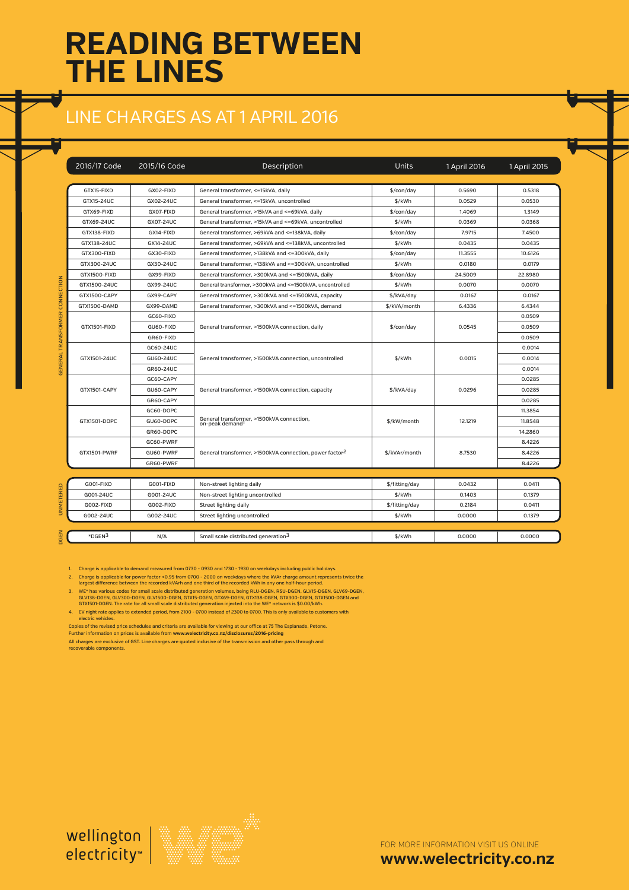# READING BETWEEN THE LINES

## LINE CHARGES AS AT 1 APRIL 2016

| | 2016/17 Code | 2015/16 Code | Description | Units | 1 April 2016 | 1 April 2015 |
|---|---|---|---|---|---|---|
| GENERAL TRANSFORMER CONNECTION | GTX15-FIXD | GX02-FIXD | General transformer, <=15kVA, daily | $/con/day | 0.5690 | 0.5318 |
| | GTX15-24UC | GX02-24UC | General transformer, <=15kVA, uncontrolled | $/kWh | 0.0529 | 0.0530 |
| | GTX69-FIXD | GX07-FIXD | General transformer, >15kVA and <=69kVA, daily | $/con/day | 1.4069 | 1.3149 |
| | GTX69-24UC | GX07-24UC | General transformer, >15kVA and <=69kVA, uncontrolled | $/kWh | 0.0369 | 0.0368 |
| | GTX138-FIXD | GX14-FIXD | General transformer, >69kVA and <=138kVA, daily | $/con/day | 7.9715 | 7.4500 |
| | GTX138-24UC | GX14-24UC | General transformer, >69kVA and <=138kVA, uncontrolled | $/kWh | 0.0435 | 0.0435 |
| | GTX300-FIXD | GX30-FIXD | General transformer, >138kVA and <=300kVA, daily | $/con/day | 11.3555 | 10.6126 |
| | GTX300-24UC | GX30-24UC | General transformer, >138kVA and <=300kVA, uncontrolled | $/kWh | 0.0180 | 0.0179 |
| | GTX1500-FIXD | GX99-FIXD | General transformer, >300kVA and <=1500kVA, daily | $/con/day | 24.5009 | 22.8980 |
| | GTX1500-24UC | GX99-24UC | General transformer, >300kVA and <=1500kVA, uncontrolled | $/kWh | 0.0070 | 0.0070 |
| | GTX1500-CAPY | GX99-CAPY | General transformer, >300kVA and <=1500kVA, capacity | $/kVA/day | 0.0167 | 0.0167 |
| | GTX1500-DAMD | GX99-DAMD | General transformer, >300kVA and <=1500kVA, demand | $/kVA/month | 6.4336 | 6.4344 |
| | GTX1501-FIXD | GC60-FIXD | General transformer, >1500kVA connection, daily | $/con/day | 0.0545 | 0.0509 |
| | | GU60-FIXD | | | | 0.0509 |
| | | GR60-FIXD | | | | 0.0509 |
| | GTX1501-24UC | GC60-24UC | General transformer, >1500kVA connection, uncontrolled | $/kWh | 0.0015 | 0.0014 |
| | | GU60-24UC | | | | 0.0014 |
| | | GR60-24UC | | | | 0.0014 |
| | GTX1501-CAPY | GC60-CAPY | General transformer, >1500kVA connection, capacity | $/kVA/day | 0.0296 | 0.0285 |
| | | GU60-CAPY | | | | 0.0285 |
| | | GR60-CAPY | | | | 0.0285 |
| | GTX1501-DOPC | GC60-DOPC | General transformer, >1500kVA connection, on-peak demand[1] | $/kW/month | 12.1219 | 11.3854 |
| | | GU60-DOPC | | | | 11.8548 |
| | | GR60-DOPC | | | | 14.2860 |
| | GTX1501-PWRF | GC60-PWRF | General transformer, >1500kVA connection, power factor[2] | $/kVAr/month | 8.7530 | 8.4226 |
| | | GU60-PWRF | | | | 8.4226 |
| | | GR60-PWRF | | | | 8.4226 |
| UNMETERED | G001-FIXD | G001-FIXD | Non-street lighting daily | $/fitting/day | 0.0432 | 0.0411 |
| | G001-24UC | G001-24UC | Non-street lighting uncontrolled | $/kWh | 0.1403 | 0.1379 |
| | G002-FIXD | G002-FIXD | Street lighting daily | $/fitting/day | 0.2184 | 0.0411 |
| | G002-24UC | G002-24UC | Street lighting uncontrolled | $/kWh | 0.0000 | 0.1379 |
| DGEN | *DGEN[3] | N/A | Small scale distributed generation[3] | $/kWh | 0.0000 | 0.0000 |

1. Charge is applicable to demand measured from 0730 - 0930 and 1730 - 1930 on weekdays including public holidays.
2. Charge is applicable for power factor <0.95 from 0700 - 2000 on weekdays where the kVAr charge amount represents twice the largest difference between the recorded kVArh and one third of the recorded kWh in any one half-hour period.
3. WE* has various codes for small scale distributed generation volumes, being RLU-DGEN, RSU-DGEN, GLV15-DGEN, GLV69-DGEN, GLV138-DGEN, GLV300-DGEN, GLV1500-DGEN, GTX15-DGEN, GTX69-DGEN, GTX138-DGEN, GTX300-DGEN, GTX1500-DGEN and GTX1501-DGEN. The rate for all small scale distributed generation injected into the WE* network is $0.00/kWh.
4. EV night rate applies to extended period, from 2100 - 0700 instead of 2300 to 0700. This is only available to customers with electric vehicles.

Copies of the revised price schedules and criteria are available for viewing at our office at 75 The Esplanade, Petone.
Further information on prices is available from **www.welectricity.co.nz/disclosures/2016-pricing**

All charges are exclusive of GST. Line charges are quoted inclusive of the transmission and other pass through and recoverable components.

wellington electricity™

FOR MORE INFORMATION VISIT US ONLINE
**www.welectricity.co.nz**